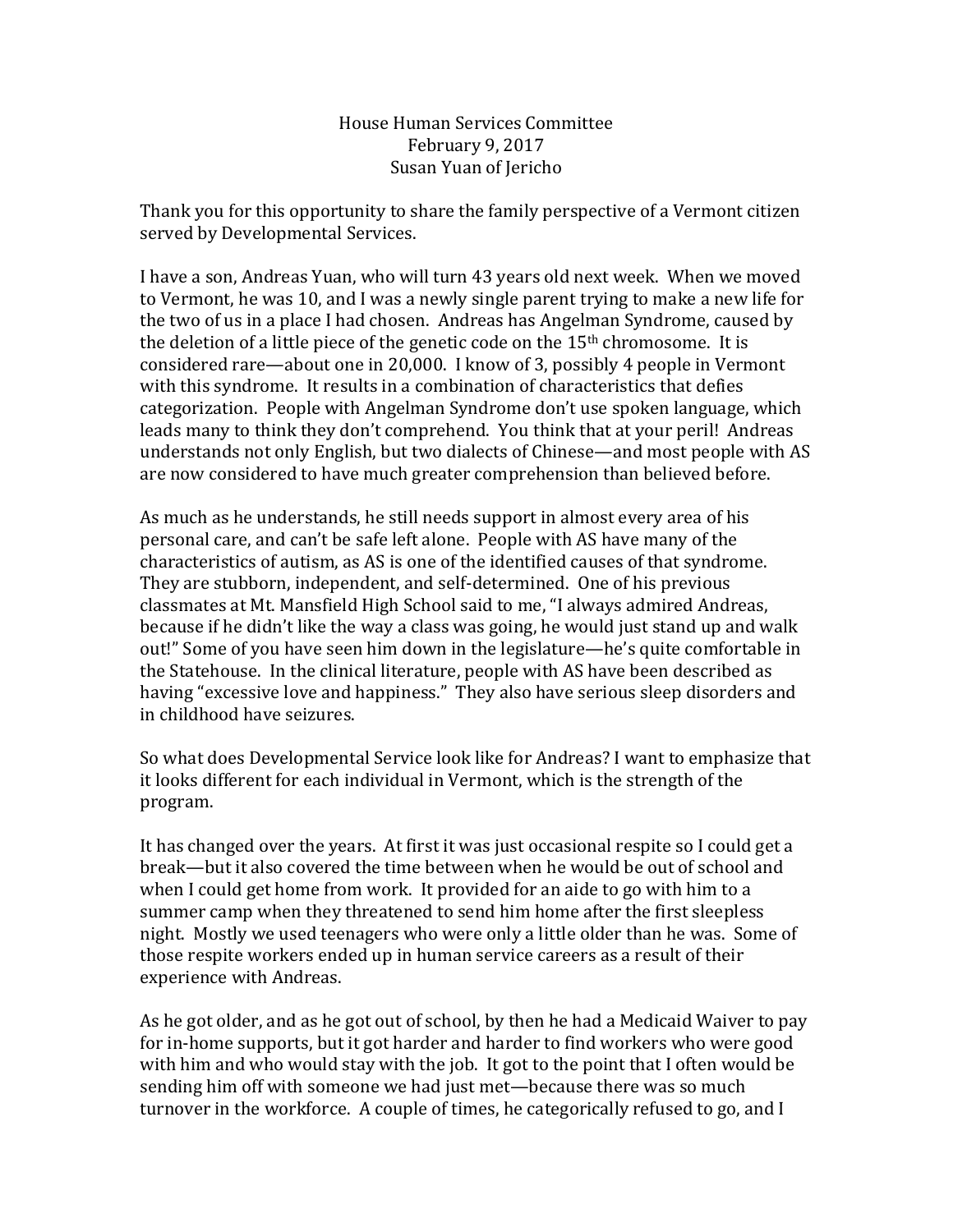House Human Services Committee
February 9, 2017
Susan Yuan of Jericho

Thank you for this opportunity to share the family perspective of a Vermont citizen served by Developmental Services.

I have a son, Andreas Yuan, who will turn 43 years old next week. When we moved to Vermont, he was 10, and I was a newly single parent trying to make a new life for the two of us in a place I had chosen. Andreas has Angelman Syndrome, caused by the deletion of a little piece of the genetic code on the 15th chromosome. It is considered rare—about one in 20,000. I know of 3, possibly 4 people in Vermont with this syndrome. It results in a combination of characteristics that defies categorization. People with Angelman Syndrome don't use spoken language, which leads many to think they don't comprehend. You think that at your peril! Andreas understands not only English, but two dialects of Chinese—and most people with AS are now considered to have much greater comprehension than believed before.

As much as he understands, he still needs support in almost every area of his personal care, and can't be safe left alone. People with AS have many of the characteristics of autism, as AS is one of the identified causes of that syndrome. They are stubborn, independent, and self-determined. One of his previous classmates at Mt. Mansfield High School said to me, "I always admired Andreas, because if he didn't like the way a class was going, he would just stand up and walk out!" Some of you have seen him down in the legislature—he's quite comfortable in the Statehouse. In the clinical literature, people with AS have been described as having "excessive love and happiness." They also have serious sleep disorders and in childhood have seizures.

So what does Developmental Service look like for Andreas? I want to emphasize that it looks different for each individual in Vermont, which is the strength of the program.

It has changed over the years. At first it was just occasional respite so I could get a break—but it also covered the time between when he would be out of school and when I could get home from work. It provided for an aide to go with him to a summer camp when they threatened to send him home after the first sleepless night. Mostly we used teenagers who were only a little older than he was. Some of those respite workers ended up in human service careers as a result of their experience with Andreas.

As he got older, and as he got out of school, by then he had a Medicaid Waiver to pay for in-home supports, but it got harder and harder to find workers who were good with him and who would stay with the job. It got to the point that I often would be sending him off with someone we had just met—because there was so much turnover in the workforce. A couple of times, he categorically refused to go, and I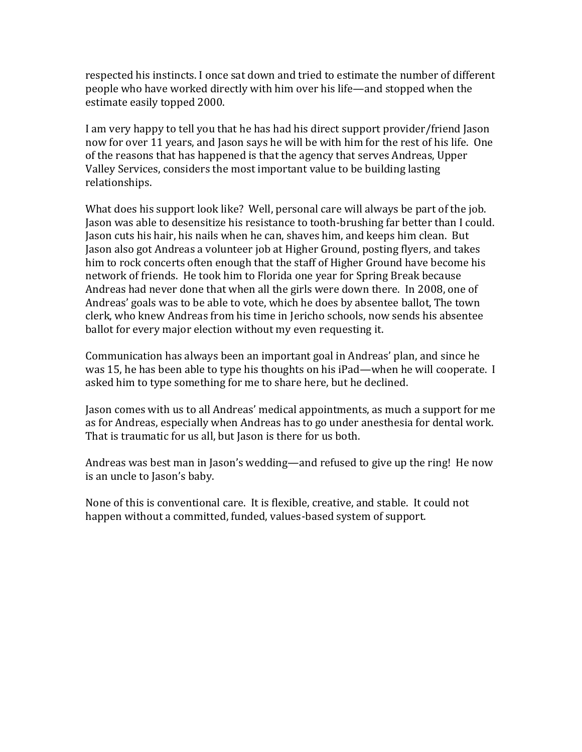respected his instincts. I once sat down and tried to estimate the number of different people who have worked directly with him over his life—and stopped when the estimate easily topped 2000.

I am very happy to tell you that he has had his direct support provider/friend Jason now for over 11 years, and Jason says he will be with him for the rest of his life. One of the reasons that has happened is that the agency that serves Andreas, Upper Valley Services, considers the most important value to be building lasting relationships.

What does his support look like? Well, personal care will always be part of the job. Jason was able to desensitize his resistance to tooth-brushing far better than I could. Jason cuts his hair, his nails when he can, shaves him, and keeps him clean. But Jason also got Andreas a volunteer job at Higher Ground, posting flyers, and takes him to rock concerts often enough that the staff of Higher Ground have become his network of friends. He took him to Florida one year for Spring Break because Andreas had never done that when all the girls were down there. In 2008, one of Andreas' goals was to be able to vote, which he does by absentee ballot, The town clerk, who knew Andreas from his time in Jericho schools, now sends his absentee ballot for every major election without my even requesting it.

Communication has always been an important goal in Andreas' plan, and since he was 15, he has been able to type his thoughts on his iPad—when he will cooperate. I asked him to type something for me to share here, but he declined.

Jason comes with us to all Andreas' medical appointments, as much a support for me as for Andreas, especially when Andreas has to go under anesthesia for dental work. That is traumatic for us all, but Jason is there for us both.

Andreas was best man in Jason's wedding—and refused to give up the ring! He now is an uncle to Jason's baby.

None of this is conventional care. It is flexible, creative, and stable. It could not happen without a committed, funded, values-based system of support.